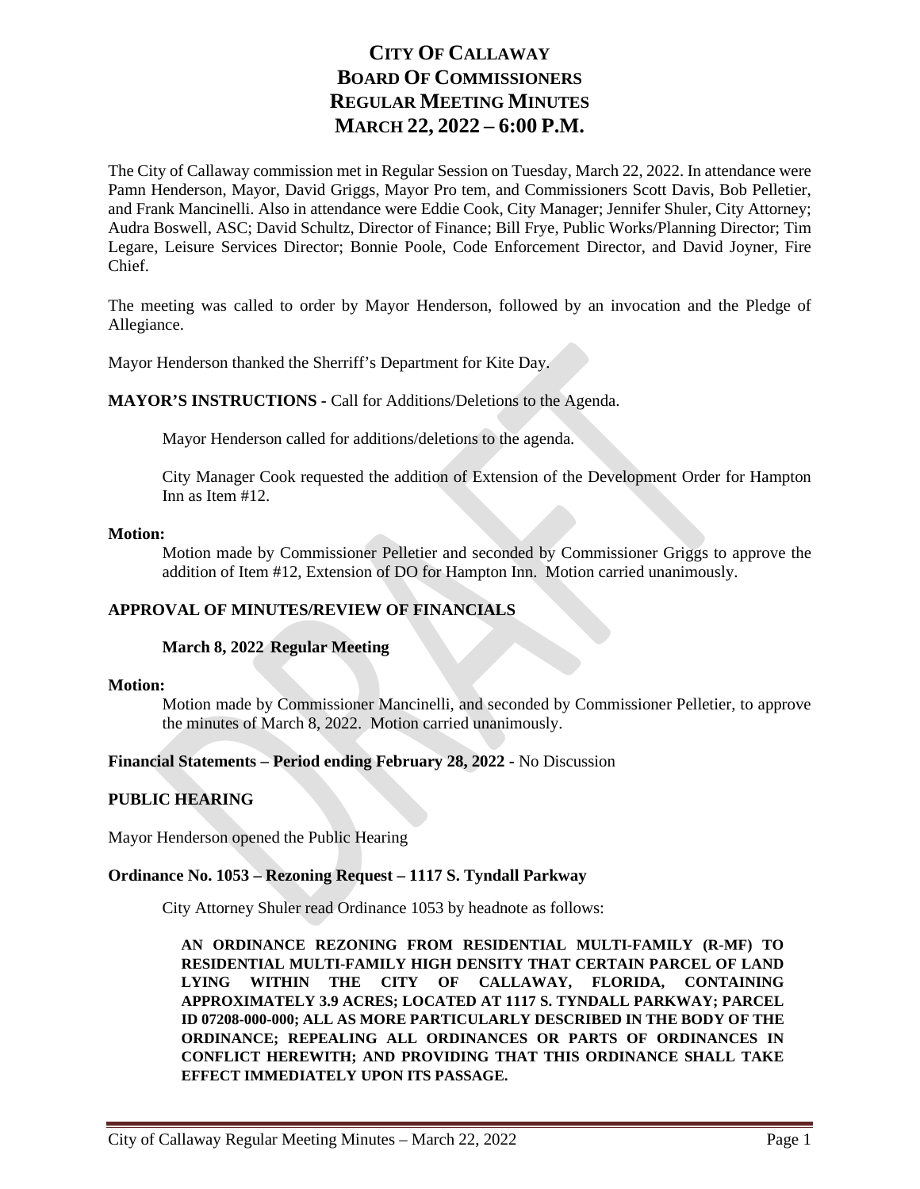# CITY OF CALLAWAY
# BOARD OF COMMISSIONERS
# REGULAR MEETING MINUTES
# MARCH 22, 2022 – 6:00 P.M.

The City of Callaway commission met in Regular Session on Tuesday, March 22, 2022. In attendance were Pamn Henderson, Mayor, David Griggs, Mayor Pro tem, and Commissioners Scott Davis, Bob Pelletier, and Frank Mancinelli. Also in attendance were Eddie Cook, City Manager; Jennifer Shuler, City Attorney; Audra Boswell, ASC; David Schultz, Director of Finance; Bill Frye, Public Works/Planning Director; Tim Legare, Leisure Services Director; Bonnie Poole, Code Enforcement Director, and David Joyner, Fire Chief.

The meeting was called to order by Mayor Henderson, followed by an invocation and the Pledge of Allegiance.

Mayor Henderson thanked the Sherriff's Department for Kite Day.

**MAYOR'S INSTRUCTIONS -** Call for Additions/Deletions to the Agenda.

Mayor Henderson called for additions/deletions to the agenda.

City Manager Cook requested the addition of Extension of the Development Order for Hampton Inn as Item #12.

**Motion:**

Motion made by Commissioner Pelletier and seconded by Commissioner Griggs to approve the addition of Item #12, Extension of DO for Hampton Inn. Motion carried unanimously.

**APPROVAL OF MINUTES/REVIEW OF FINANCIALS**

**March 8, 2022 Regular Meeting**

**Motion:**

Motion made by Commissioner Mancinelli, and seconded by Commissioner Pelletier, to approve the minutes of March 8, 2022. Motion carried unanimously.

**Financial Statements – Period ending February 28, 2022** - No Discussion

**PUBLIC HEARING**

Mayor Henderson opened the Public Hearing

**Ordinance No. 1053 – Rezoning Request – 1117 S. Tyndall Parkway**

City Attorney Shuler read Ordinance 1053 by headnote as follows:

**AN ORDINANCE REZONING FROM RESIDENTIAL MULTI-FAMILY (R-MF) TO RESIDENTIAL MULTI-FAMILY HIGH DENSITY THAT CERTAIN PARCEL OF LAND LYING WITHIN THE CITY OF CALLAWAY, FLORIDA, CONTAINING APPROXIMATELY 3.9 ACRES; LOCATED AT 1117 S. TYNDALL PARKWAY; PARCEL ID 07208-000-000; ALL AS MORE PARTICULARLY DESCRIBED IN THE BODY OF THE ORDINANCE; REPEALING ALL ORDINANCES OR PARTS OF ORDINANCES IN CONFLICT HEREWITH; AND PROVIDING THAT THIS ORDINANCE SHALL TAKE EFFECT IMMEDIATELY UPON ITS PASSAGE.**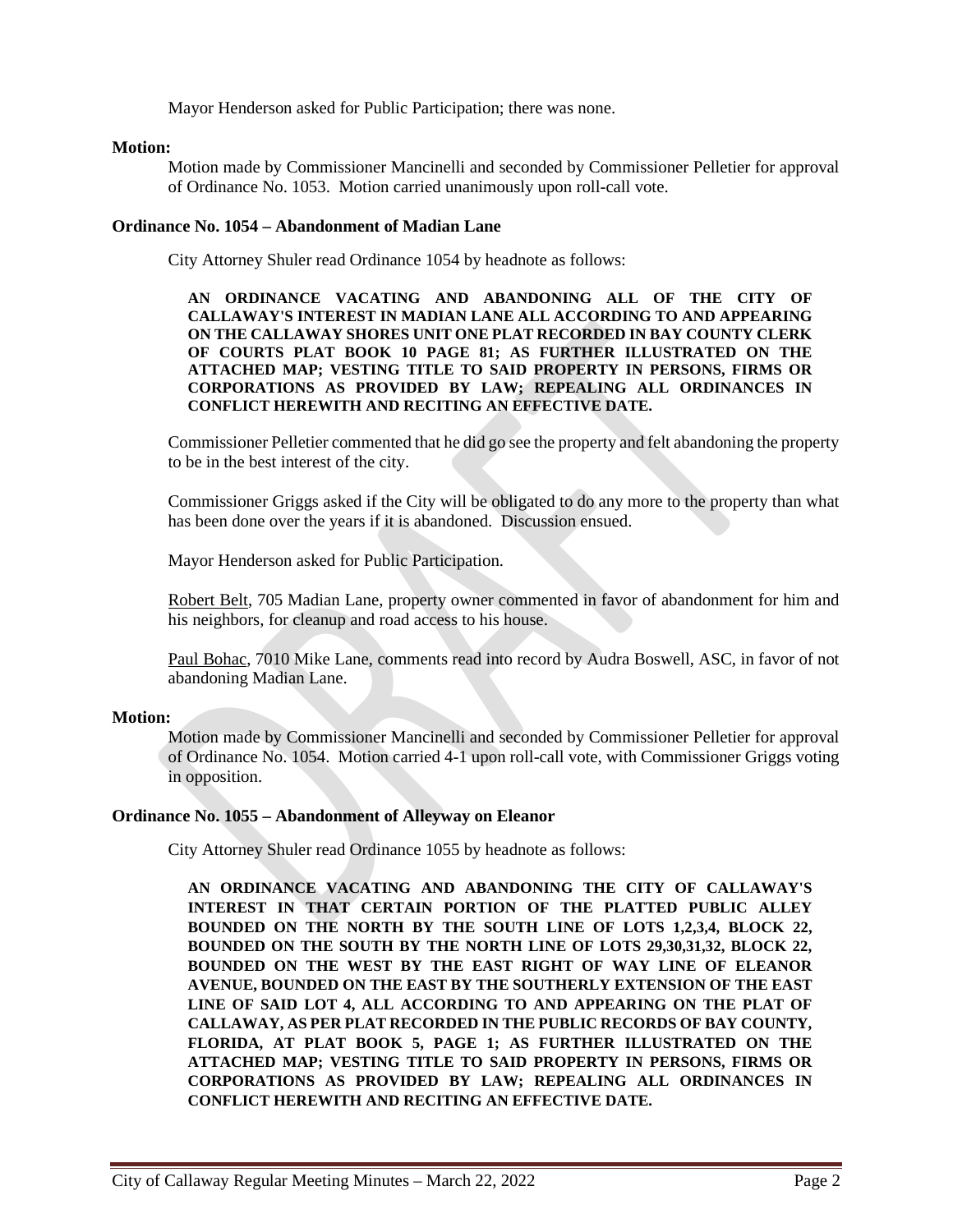Mayor Henderson asked for Public Participation; there was none.

**Motion:**

Motion made by Commissioner Mancinelli and seconded by Commissioner Pelletier for approval of Ordinance No. 1053. Motion carried unanimously upon roll-call vote.

**Ordinance No. 1054 – Abandonment of Madian Lane**

City Attorney Shuler read Ordinance 1054 by headnote as follows:

**AN ORDINANCE VACATING AND ABANDONING ALL OF THE CITY OF CALLAWAY'S INTEREST IN MADIAN LANE ALL ACCORDING TO AND APPEARING ON THE CALLAWAY SHORES UNIT ONE PLAT RECORDED IN BAY COUNTY CLERK OF COURTS PLAT BOOK 10 PAGE 81; AS FURTHER ILLUSTRATED ON THE ATTACHED MAP; VESTING TITLE TO SAID PROPERTY IN PERSONS, FIRMS OR CORPORATIONS AS PROVIDED BY LAW; REPEALING ALL ORDINANCES IN CONFLICT HEREWITH AND RECITING AN EFFECTIVE DATE.**

Commissioner Pelletier commented that he did go see the property and felt abandoning the property to be in the best interest of the city.

Commissioner Griggs asked if the City will be obligated to do any more to the property than what has been done over the years if it is abandoned. Discussion ensued.

Mayor Henderson asked for Public Participation.

Robert Belt, 705 Madian Lane, property owner commented in favor of abandonment for him and his neighbors, for cleanup and road access to his house.

Paul Bohac, 7010 Mike Lane, comments read into record by Audra Boswell, ASC, in favor of not abandoning Madian Lane.

**Motion:**

Motion made by Commissioner Mancinelli and seconded by Commissioner Pelletier for approval of Ordinance No. 1054. Motion carried 4-1 upon roll-call vote, with Commissioner Griggs voting in opposition.

**Ordinance No. 1055 – Abandonment of Alleyway on Eleanor**

City Attorney Shuler read Ordinance 1055 by headnote as follows:

**AN ORDINANCE VACATING AND ABANDONING THE CITY OF CALLAWAY'S INTEREST IN THAT CERTAIN PORTION OF THE PLATTED PUBLIC ALLEY BOUNDED ON THE NORTH BY THE SOUTH LINE OF LOTS 1,2,3,4, BLOCK 22, BOUNDED ON THE SOUTH BY THE NORTH LINE OF LOTS 29,30,31,32, BLOCK 22, BOUNDED ON THE WEST BY THE EAST RIGHT OF WAY LINE OF ELEANOR AVENUE, BOUNDED ON THE EAST BY THE SOUTHERLY EXTENSION OF THE EAST LINE OF SAID LOT 4, ALL ACCORDING TO AND APPEARING ON THE PLAT OF CALLAWAY, AS PER PLAT RECORDED IN THE PUBLIC RECORDS OF BAY COUNTY, FLORIDA, AT PLAT BOOK 5, PAGE 1; AS FURTHER ILLUSTRATED ON THE ATTACHED MAP; VESTING TITLE TO SAID PROPERTY IN PERSONS, FIRMS OR CORPORATIONS AS PROVIDED BY LAW; REPEALING ALL ORDINANCES IN CONFLICT HEREWITH AND RECITING AN EFFECTIVE DATE.**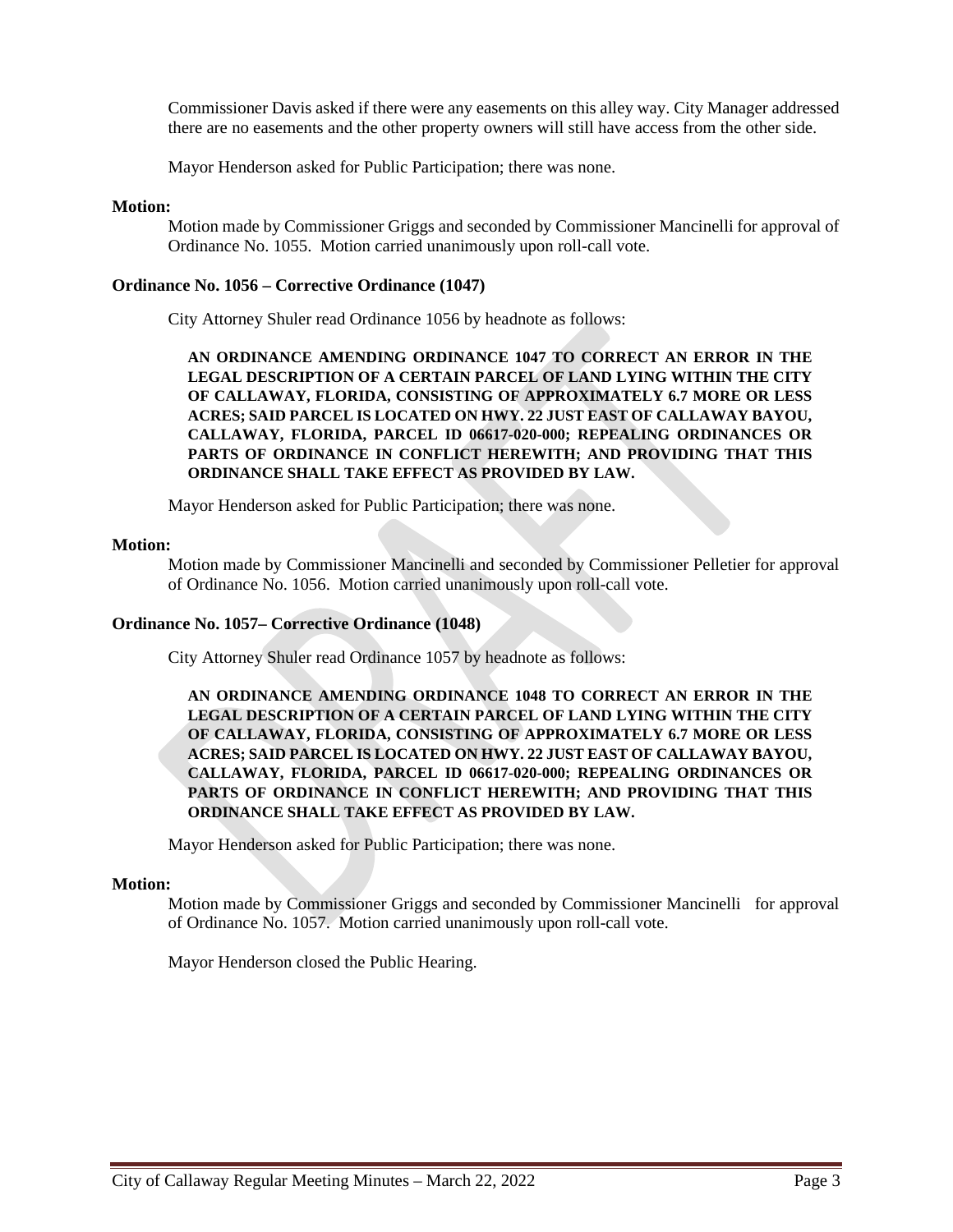Commissioner Davis asked if there were any easements on this alley way. City Manager addressed there are no easements and the other property owners will still have access from the other side.

Mayor Henderson asked for Public Participation; there was none.

**Motion:**

Motion made by Commissioner Griggs and seconded by Commissioner Mancinelli for approval of Ordinance No. 1055. Motion carried unanimously upon roll-call vote.

**Ordinance No. 1056 – Corrective Ordinance (1047)**

City Attorney Shuler read Ordinance 1056 by headnote as follows:

**AN ORDINANCE AMENDING ORDINANCE 1047 TO CORRECT AN ERROR IN THE LEGAL DESCRIPTION OF A CERTAIN PARCEL OF LAND LYING WITHIN THE CITY OF CALLAWAY, FLORIDA, CONSISTING OF APPROXIMATELY 6.7 MORE OR LESS ACRES; SAID PARCEL IS LOCATED ON HWY. 22 JUST EAST OF CALLAWAY BAYOU, CALLAWAY, FLORIDA, PARCEL ID 06617-020-000; REPEALING ORDINANCES OR PARTS OF ORDINANCE IN CONFLICT HEREWITH; AND PROVIDING THAT THIS ORDINANCE SHALL TAKE EFFECT AS PROVIDED BY LAW.**

Mayor Henderson asked for Public Participation; there was none.

**Motion:**

Motion made by Commissioner Mancinelli and seconded by Commissioner Pelletier for approval of Ordinance No. 1056. Motion carried unanimously upon roll-call vote.

**Ordinance No. 1057– Corrective Ordinance (1048)**

City Attorney Shuler read Ordinance 1057 by headnote as follows:

**AN ORDINANCE AMENDING ORDINANCE 1048 TO CORRECT AN ERROR IN THE LEGAL DESCRIPTION OF A CERTAIN PARCEL OF LAND LYING WITHIN THE CITY OF CALLAWAY, FLORIDA, CONSISTING OF APPROXIMATELY 6.7 MORE OR LESS ACRES; SAID PARCEL IS LOCATED ON HWY. 22 JUST EAST OF CALLAWAY BAYOU, CALLAWAY, FLORIDA, PARCEL ID 06617-020-000; REPEALING ORDINANCES OR PARTS OF ORDINANCE IN CONFLICT HEREWITH; AND PROVIDING THAT THIS ORDINANCE SHALL TAKE EFFECT AS PROVIDED BY LAW.**

Mayor Henderson asked for Public Participation; there was none.

**Motion:**

Motion made by Commissioner Griggs and seconded by Commissioner Mancinelli for approval of Ordinance No. 1057. Motion carried unanimously upon roll-call vote.

Mayor Henderson closed the Public Hearing.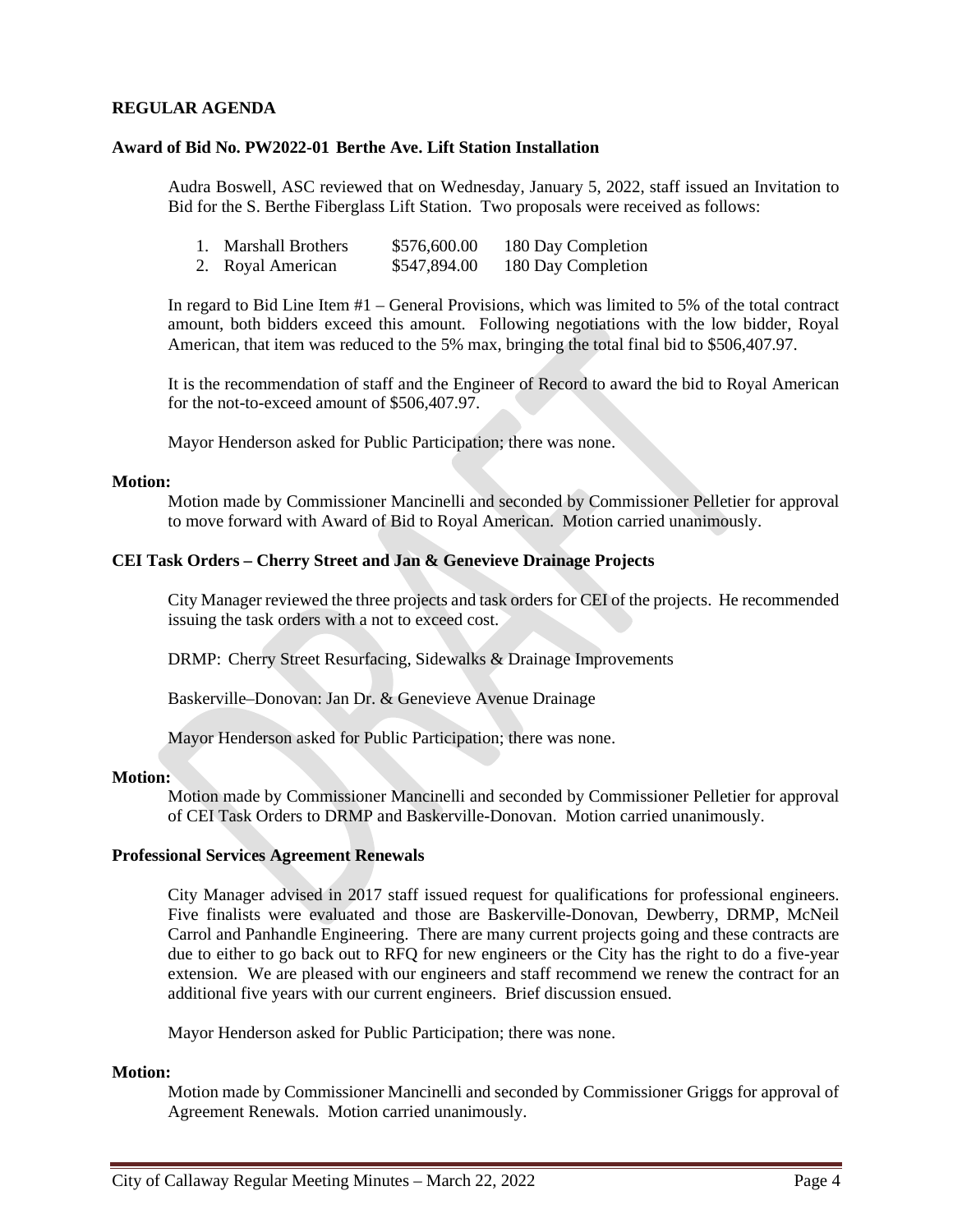## REGULAR AGENDA

### Award of Bid No. PW2022-01 Berthe Ave. Lift Station Installation

Audra Boswell, ASC reviewed that on Wednesday, January 5, 2022, staff issued an Invitation to Bid for the S. Berthe Fiberglass Lift Station. Two proposals were received as follows:

1. Marshall Brothers $576,600.00 180 Day Completion
2. Royal American $547,894.00 180 Day Completion

In regard to Bid Line Item #1 – General Provisions, which was limited to 5% of the total contract amount, both bidders exceed this amount. Following negotiations with the low bidder, Royal American, that item was reduced to the 5% max, bringing the total final bid to $506,407.97.

It is the recommendation of staff and the Engineer of Record to award the bid to Royal American for the not-to-exceed amount of $506,407.97.

Mayor Henderson asked for Public Participation; there was none.

**Motion:**

Motion made by Commissioner Mancinelli and seconded by Commissioner Pelletier for approval to move forward with Award of Bid to Royal American. Motion carried unanimously.

### CEI Task Orders – Cherry Street and Jan & Genevieve Drainage Projects

City Manager reviewed the three projects and task orders for CEI of the projects. He recommended issuing the task orders with a not to exceed cost.

DRMP: Cherry Street Resurfacing, Sidewalks & Drainage Improvements

Baskerville–Donovan: Jan Dr. & Genevieve Avenue Drainage

Mayor Henderson asked for Public Participation; there was none.

**Motion:**

Motion made by Commissioner Mancinelli and seconded by Commissioner Pelletier for approval of CEI Task Orders to DRMP and Baskerville-Donovan. Motion carried unanimously.

### Professional Services Agreement Renewals

City Manager advised in 2017 staff issued request for qualifications for professional engineers. Five finalists were evaluated and those are Baskerville-Donovan, Dewberry, DRMP, McNeil Carrol and Panhandle Engineering. There are many current projects going and these contracts are due to either to go back out to RFQ for new engineers or the City has the right to do a five-year extension. We are pleased with our engineers and staff recommend we renew the contract for an additional five years with our current engineers. Brief discussion ensued.

Mayor Henderson asked for Public Participation; there was none.

**Motion:**

Motion made by Commissioner Mancinelli and seconded by Commissioner Griggs for approval of Agreement Renewals. Motion carried unanimously.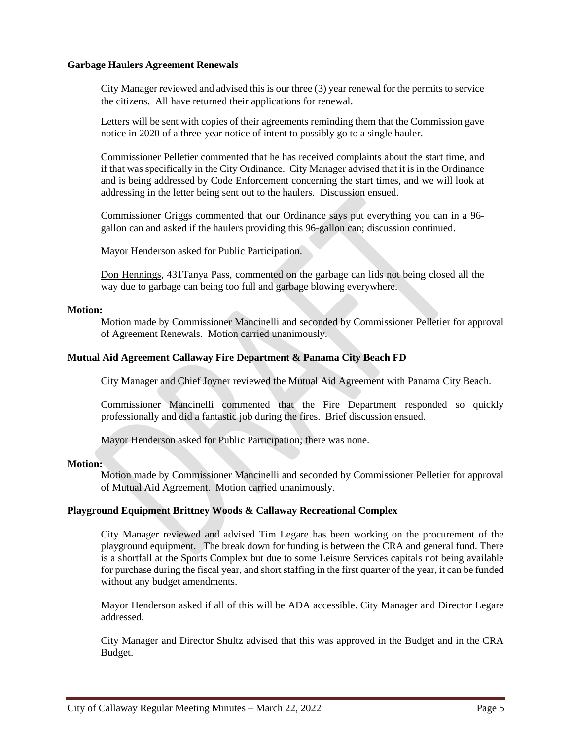**Garbage Haulers Agreement Renewals**

City Manager reviewed and advised this is our three (3) year renewal for the permits to service the citizens. All have returned their applications for renewal.

Letters will be sent with copies of their agreements reminding them that the Commission gave notice in 2020 of a three-year notice of intent to possibly go to a single hauler.

Commissioner Pelletier commented that he has received complaints about the start time, and if that was specifically in the City Ordinance. City Manager advised that it is in the Ordinance and is being addressed by Code Enforcement concerning the start times, and we will look at addressing in the letter being sent out to the haulers. Discussion ensued.

Commissioner Griggs commented that our Ordinance says put everything you can in a 96-gallon can and asked if the haulers providing this 96-gallon can; discussion continued.

Mayor Henderson asked for Public Participation.

Don Hennings, 431Tanya Pass, commented on the garbage can lids not being closed all the way due to garbage can being too full and garbage blowing everywhere.

**Motion:**

Motion made by Commissioner Mancinelli and seconded by Commissioner Pelletier for approval of Agreement Renewals. Motion carried unanimously.

**Mutual Aid Agreement Callaway Fire Department & Panama City Beach FD**

City Manager and Chief Joyner reviewed the Mutual Aid Agreement with Panama City Beach.

Commissioner Mancinelli commented that the Fire Department responded so quickly professionally and did a fantastic job during the fires. Brief discussion ensued.

Mayor Henderson asked for Public Participation; there was none.

**Motion:**

Motion made by Commissioner Mancinelli and seconded by Commissioner Pelletier for approval of Mutual Aid Agreement. Motion carried unanimously.

**Playground Equipment Brittney Woods & Callaway Recreational Complex**

City Manager reviewed and advised Tim Legare has been working on the procurement of the playground equipment. The break down for funding is between the CRA and general fund. There is a shortfall at the Sports Complex but due to some Leisure Services capitals not being available for purchase during the fiscal year, and short staffing in the first quarter of the year, it can be funded without any budget amendments.

Mayor Henderson asked if all of this will be ADA accessible. City Manager and Director Legare addressed.

City Manager and Director Shultz advised that this was approved in the Budget and in the CRA Budget.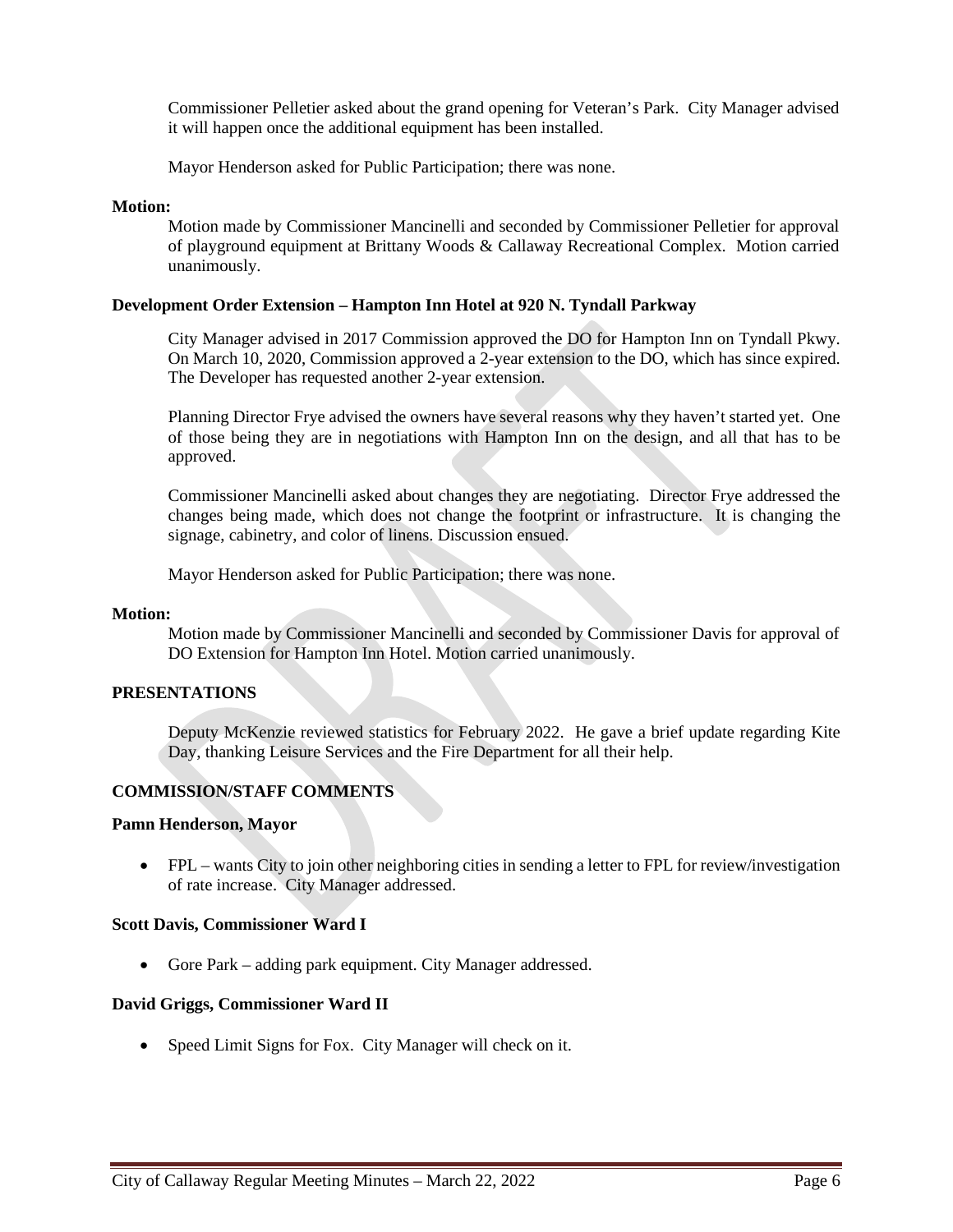Commissioner Pelletier asked about the grand opening for Veteran's Park. City Manager advised it will happen once the additional equipment has been installed.

Mayor Henderson asked for Public Participation; there was none.

**Motion:**

Motion made by Commissioner Mancinelli and seconded by Commissioner Pelletier for approval of playground equipment at Brittany Woods & Callaway Recreational Complex. Motion carried unanimously.

**Development Order Extension – Hampton Inn Hotel at 920 N. Tyndall Parkway**

City Manager advised in 2017 Commission approved the DO for Hampton Inn on Tyndall Pkwy. On March 10, 2020, Commission approved a 2-year extension to the DO, which has since expired. The Developer has requested another 2-year extension.

Planning Director Frye advised the owners have several reasons why they haven't started yet. One of those being they are in negotiations with Hampton Inn on the design, and all that has to be approved.

Commissioner Mancinelli asked about changes they are negotiating. Director Frye addressed the changes being made, which does not change the footprint or infrastructure. It is changing the signage, cabinetry, and color of linens. Discussion ensued.

Mayor Henderson asked for Public Participation; there was none.

**Motion:**

Motion made by Commissioner Mancinelli and seconded by Commissioner Davis for approval of DO Extension for Hampton Inn Hotel. Motion carried unanimously.

**PRESENTATIONS**

Deputy McKenzie reviewed statistics for February 2022. He gave a brief update regarding Kite Day, thanking Leisure Services and the Fire Department for all their help.

**COMMISSION/STAFF COMMENTS**

**Pamn Henderson, Mayor**

- FPL – wants City to join other neighboring cities in sending a letter to FPL for review/investigation of rate increase. City Manager addressed.

**Scott Davis, Commissioner Ward I**

- Gore Park – adding park equipment. City Manager addressed.

**David Griggs, Commissioner Ward II**

- Speed Limit Signs for Fox. City Manager will check on it.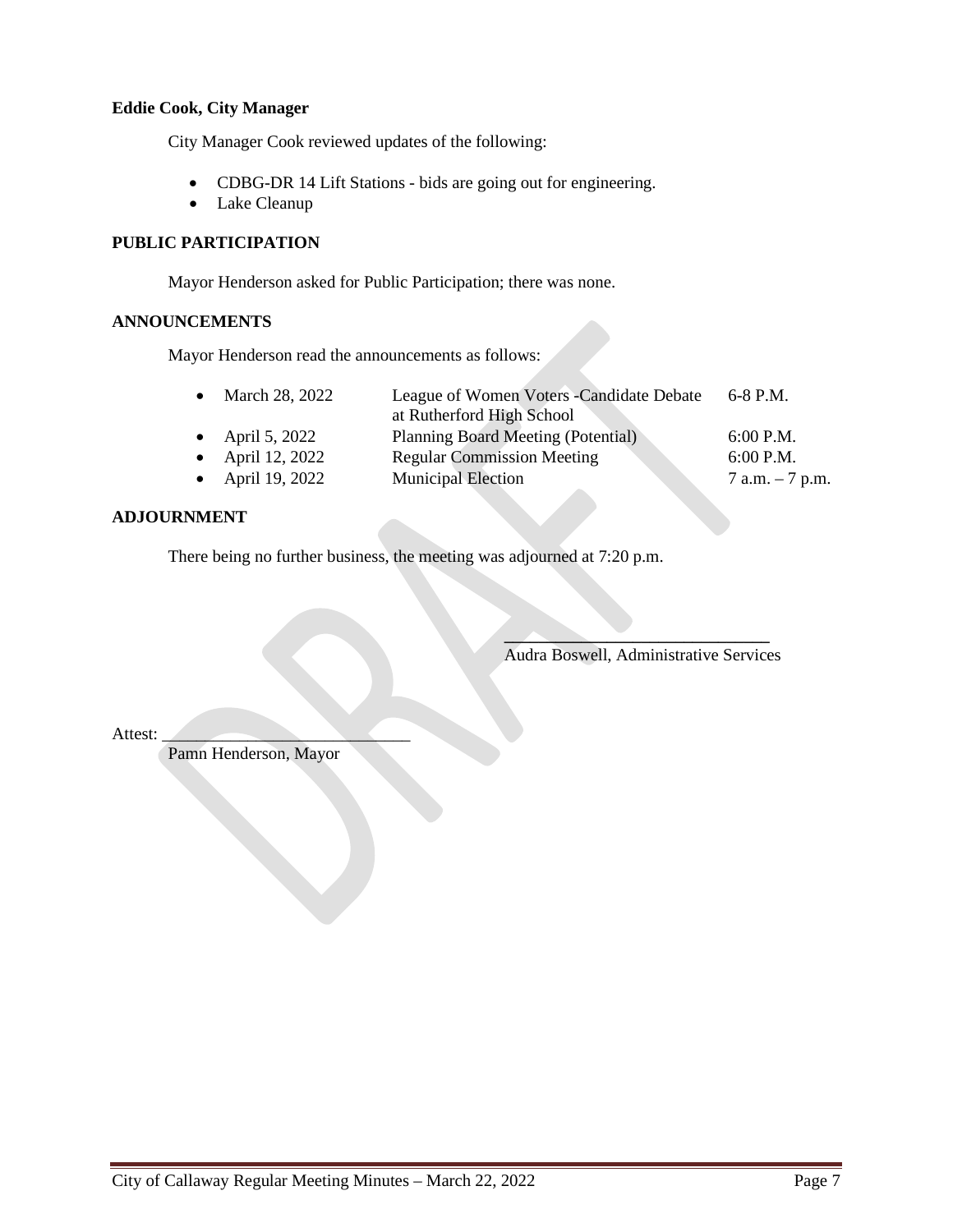**Eddie Cook, City Manager**

City Manager Cook reviewed updates of the following:

- CDBG-DR 14 Lift Stations - bids are going out for engineering.
- Lake Cleanup

**PUBLIC PARTICIPATION**

Mayor Henderson asked for Public Participation; there was none.

**ANNOUNCEMENTS**

Mayor Henderson read the announcements as follows:

| | | |
|---|---|---|
| • March 28, 2022 | League of Women Voters -Candidate Debate at Rutherford High School | 6-8 P.M. |
| • April 5, 2022 | Planning Board Meeting (Potential) | 6:00 P.M. |
| • April 12, 2022 | Regular Commission Meeting | 6:00 P.M. |
| • April 19, 2022 | Municipal Election | 7 a.m. – 7 p.m. |

**ADJOURNMENT**

There being no further business, the meeting was adjourned at 7:20 p.m.

______________________________
Audra Boswell, Administrative Services

Attest: ______________________________
Pamn Henderson, Mayor